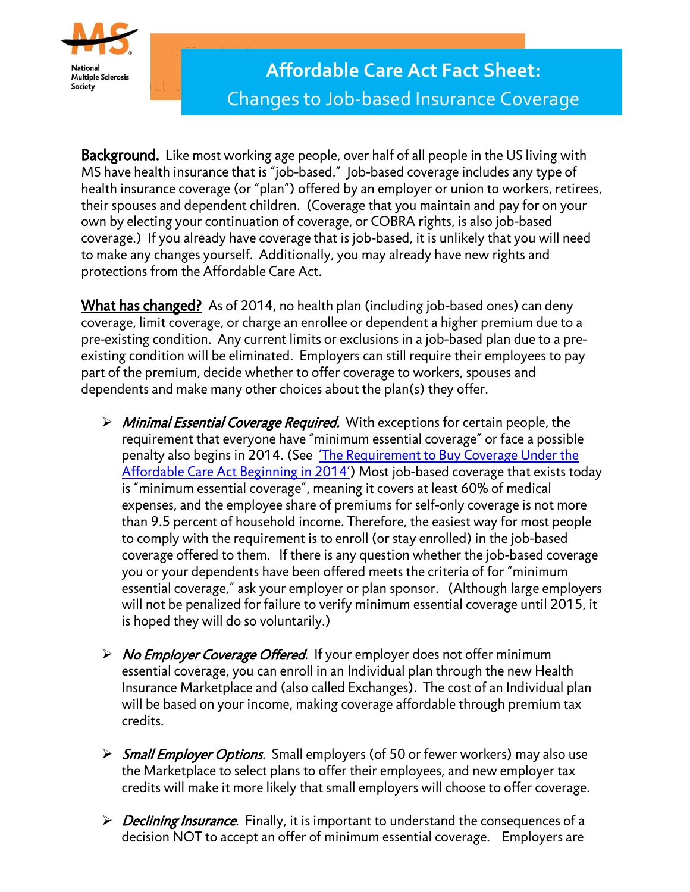# Affordable Care Act Fact Sheet: Changes to Job-based Insurance Coverage

**Background.** Like most working age people, over half of all people in the US living with MS have health insurance that is "job-based." Job-based coverage includes any type of health insurance coverage (or "plan") offered by an employer or union to workers, retirees, their spouses and dependent children. (Coverage that you maintain and pay for on your own by electing your continuation of coverage, or COBRA rights, is also job-based coverage.) If you already have coverage that is job-based, it is unlikely that you will need to make any changes yourself. Additionally, you may already have new rights and protections from the Affordable Care Act.

**What has changed?** As of 2014, no health plan (including job-based ones) can deny coverage, limit coverage, or charge an enrollee or dependent a higher premium due to a pre-existing condition. Any current limits or exclusions in a job-based plan due to a pre-existing condition will be eliminated. Employers can still require their employees to pay part of the premium, decide whether to offer coverage to workers, spouses and dependents and make many other choices about the plan(s) they offer.

- ***Minimal Essential Coverage Required.*** With exceptions for certain people, the requirement that everyone have "minimum essential coverage" or face a possible penalty also begins in 2014. (See 'The Requirement to Buy Coverage Under the Affordable Care Act Beginning in 2014') Most job-based coverage that exists today is "minimum essential coverage", meaning it covers at least 60% of medical expenses, and the employee share of premiums for self-only coverage is not more than 9.5 percent of household income. Therefore, the easiest way for most people to comply with the requirement is to enroll (or stay enrolled) in the job-based coverage offered to them. If there is any question whether the job-based coverage you or your dependents have been offered meets the criteria of for "minimum essential coverage," ask your employer or plan sponsor. (Although large employers will not be penalized for failure to verify minimum essential coverage until 2015, it is hoped they will do so voluntarily.)

- ***No Employer Coverage Offered.*** If your employer does not offer minimum essential coverage, you can enroll in an Individual plan through the new Health Insurance Marketplace and (also called Exchanges). The cost of an Individual plan will be based on your income, making coverage affordable through premium tax credits.

- ***Small Employer Options.*** Small employers (of 50 or fewer workers) may also use the Marketplace to select plans to offer their employees, and new employer tax credits will make it more likely that small employers will choose to offer coverage.

- ***Declining Insurance.*** Finally, it is important to understand the consequences of a decision NOT to accept an offer of minimum essential coverage. Employers are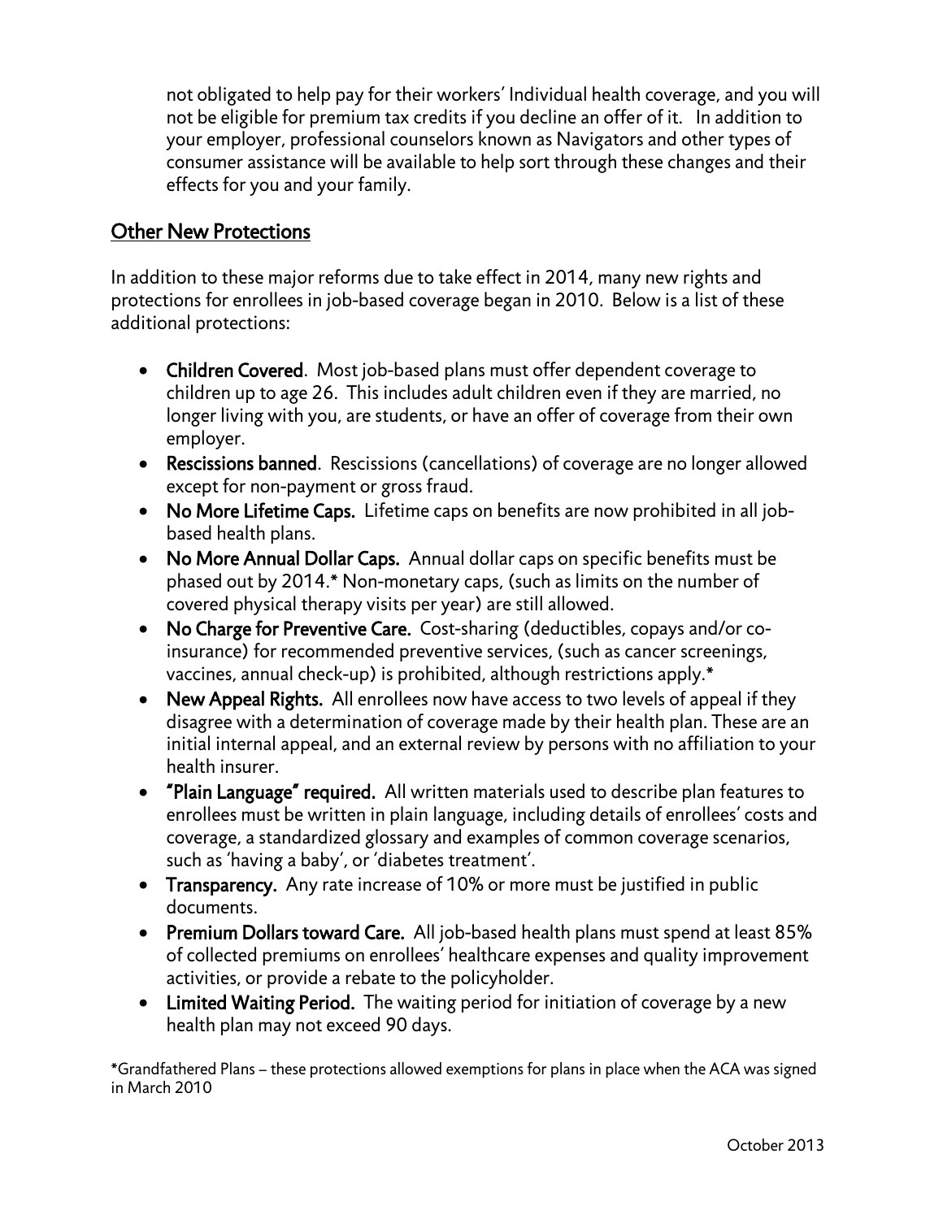not obligated to help pay for their workers' Individual health coverage, and you will not be eligible for premium tax credits if you decline an offer of it. In addition to your employer, professional counselors known as Navigators and other types of consumer assistance will be available to help sort through these changes and their effects for you and your family.

## Other New Protections

In addition to these major reforms due to take effect in 2014, many new rights and protections for enrollees in job-based coverage began in 2010. Below is a list of these additional protections:

- **Children Covered**. Most job-based plans must offer dependent coverage to children up to age 26. This includes adult children even if they are married, no longer living with you, are students, or have an offer of coverage from their own employer.
- **Rescissions banned**. Rescissions (cancellations) of coverage are no longer allowed except for non-payment or gross fraud.
- **No More Lifetime Caps.** Lifetime caps on benefits are now prohibited in all job-based health plans.
- **No More Annual Dollar Caps.** Annual dollar caps on specific benefits must be phased out by 2014.* Non-monetary caps, (such as limits on the number of covered physical therapy visits per year) are still allowed.
- **No Charge for Preventive Care.** Cost-sharing (deductibles, copays and/or co-insurance) for recommended preventive services, (such as cancer screenings, vaccines, annual check-up) is prohibited, although restrictions apply.*
- **New Appeal Rights.** All enrollees now have access to two levels of appeal if they disagree with a determination of coverage made by their health plan. These are an initial internal appeal, and an external review by persons with no affiliation to your health insurer.
- **"Plain Language" required.** All written materials used to describe plan features to enrollees must be written in plain language, including details of enrollees' costs and coverage, a standardized glossary and examples of common coverage scenarios, such as 'having a baby', or 'diabetes treatment'.
- **Transparency.** Any rate increase of 10% or more must be justified in public documents.
- **Premium Dollars toward Care.** All job-based health plans must spend at least 85% of collected premiums on enrollees' healthcare expenses and quality improvement activities, or provide a rebate to the policyholder.
- **Limited Waiting Period.** The waiting period for initiation of coverage by a new health plan may not exceed 90 days.

*Grandfathered Plans – these protections allowed exemptions for plans in place when the ACA was signed in March 2010

October 2013